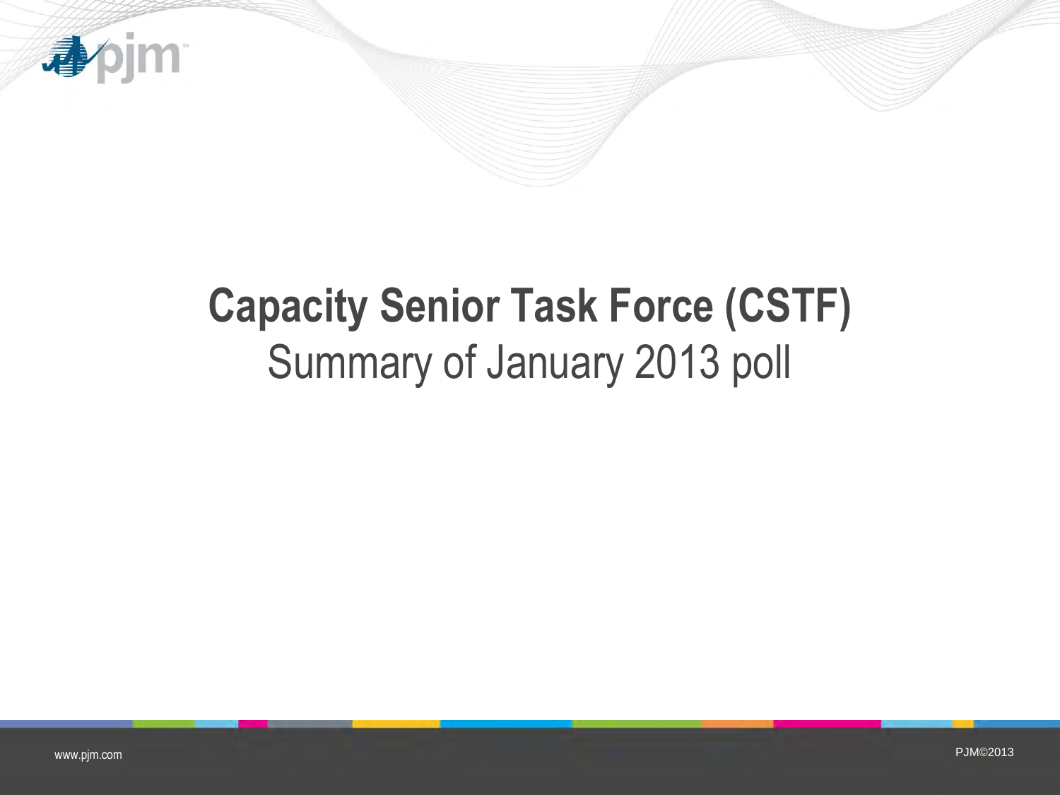# Capacity Senior Task Force (CSTF)

Summary of January 2013 poll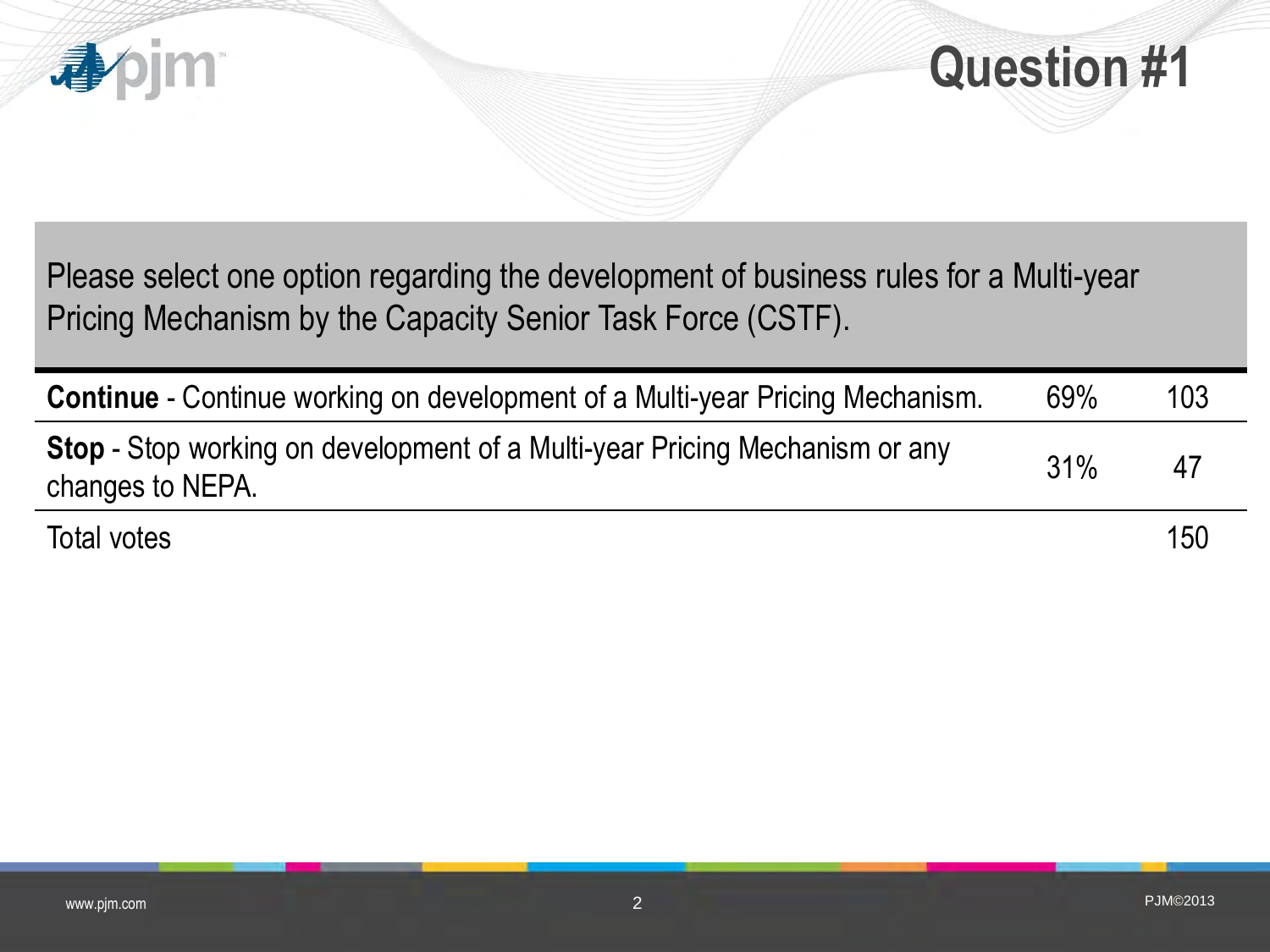# Question #1

Please select one option regarding the development of business rules for a Multi-year Pricing Mechanism by the Capacity Senior Task Force (CSTF).

| Option | % | Votes |
|---|---|---|
| **Continue** - Continue working on development of a Multi-year Pricing Mechanism. | 69% | 103 |
| **Stop** - Stop working on development of a Multi-year Pricing Mechanism or any changes to NEPA. | 31% | 47 |
| Total votes | | 150 |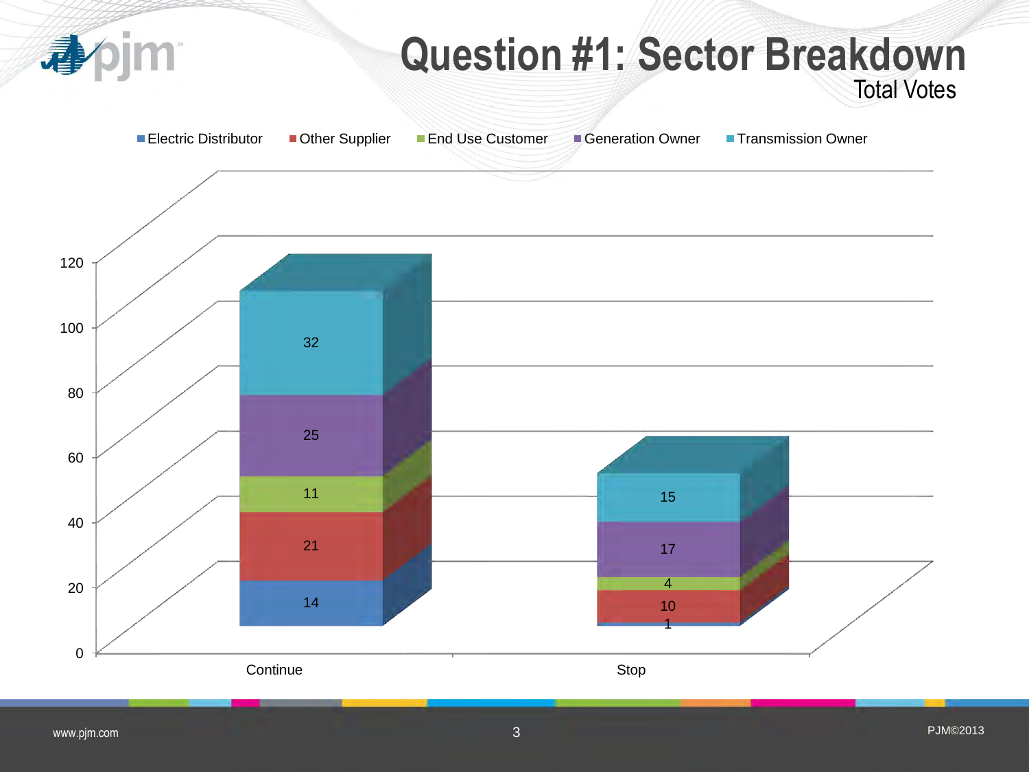# Question #1: Sector Breakdown

## Total Votes

| Sector | Continue | Stop |
|---|---|---|
| Electric Distributor | 14 | 1 |
| Other Supplier | 21 | 10 |
| End Use Customer | 11 | 4 |
| Generation Owner | 25 | 17 |
| Transmission Owner | 32 | 15 |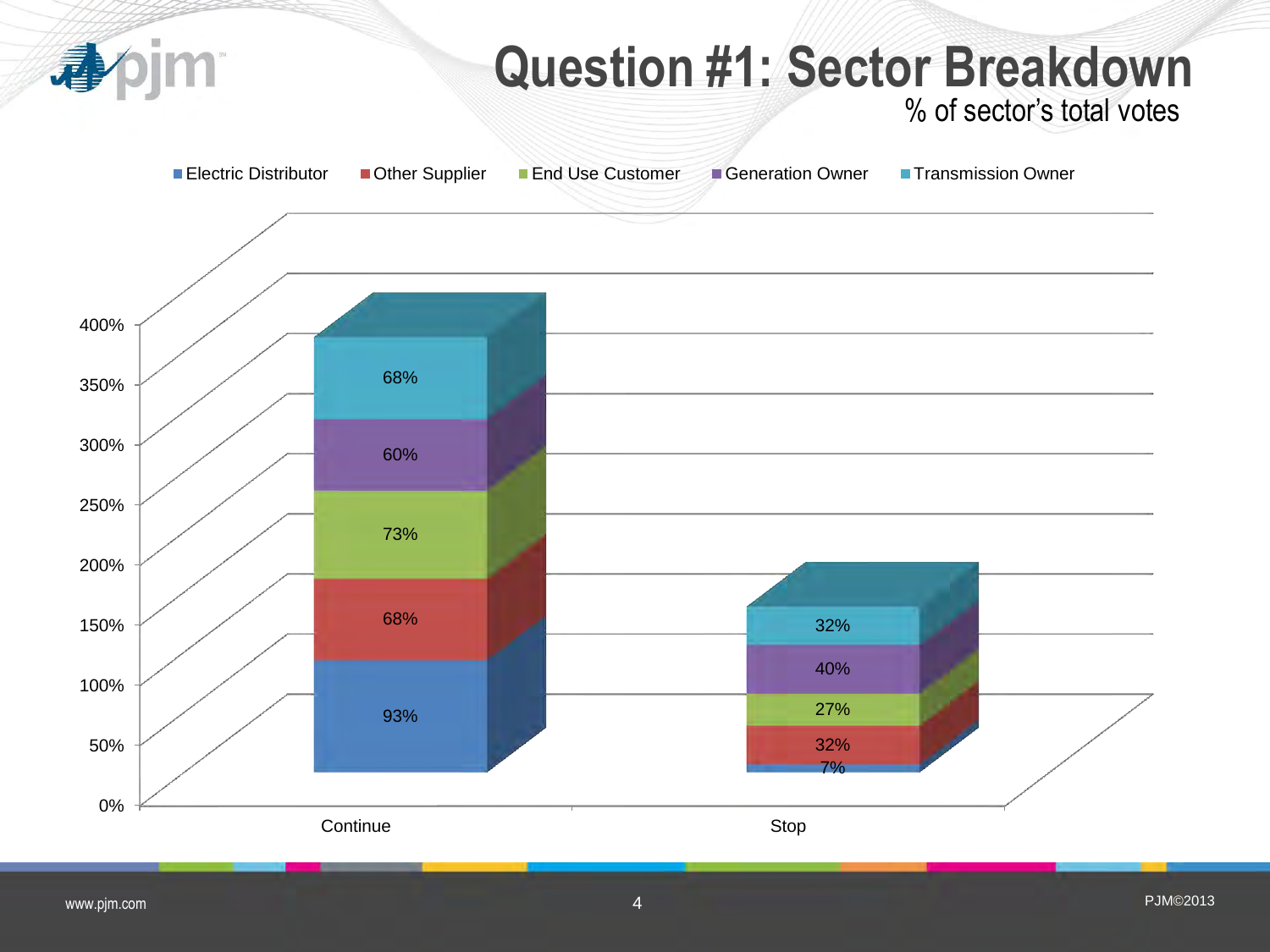# Question #1: Sector Breakdown

% of sector's total votes

| Sector | Continue | Stop |
| --- | --- | --- |
| Electric Distributor | 93% | 7% |
| Other Supplier | 68% | 32% |
| End Use Customer | 73% | 27% |
| Generation Owner | 60% | 40% |
| Transmission Owner | 68% | 32% |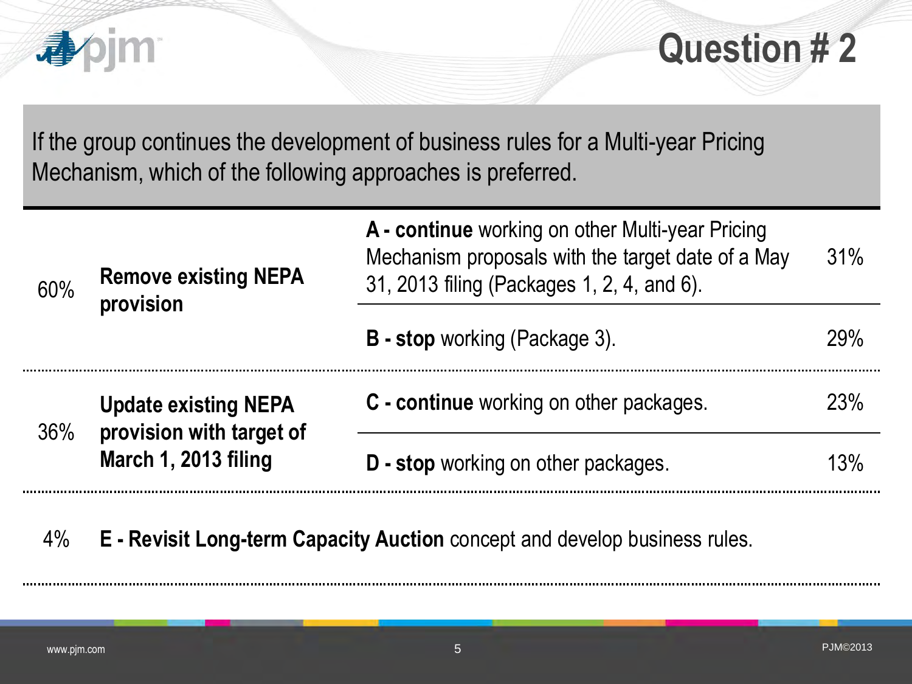# Question # 2

If the group continues the development of business rules for a Multi-year Pricing Mechanism, which of the following approaches is preferred.

| | | | |
|---|---|---|---|
| 60% | **Remove existing NEPA provision** | **A - continue** working on other Multi-year Pricing Mechanism proposals with the target date of a May 31, 2013 filing (Packages 1, 2, 4, and 6). | 31% |
| | | **B - stop** working (Package 3). | 29% |
| 36% | **Update existing NEPA provision with target of March 1, 2013 filing** | **C - continue** working on other packages. | 23% |
| | | **D - stop** working on other packages. | 13% |
| 4% | **E - Revisit Long-term Capacity Auction** concept and develop business rules. | | |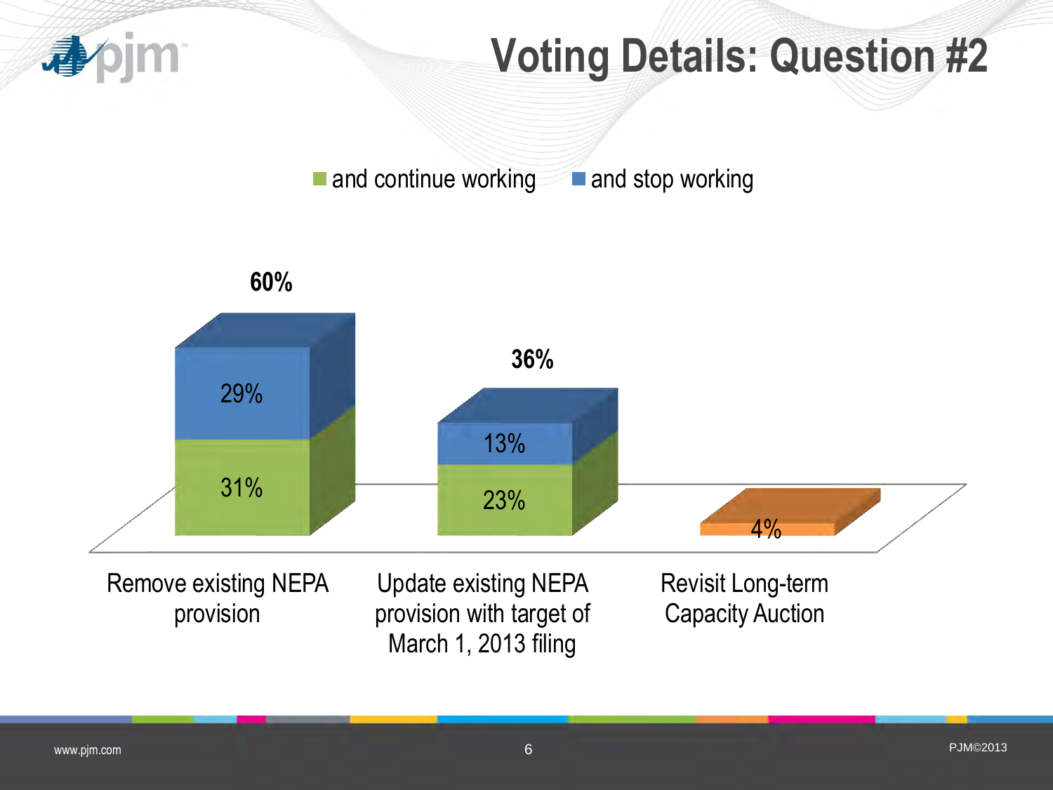# Voting Details: Question #2

| | and continue working | and stop working | Total |
|---|---|---|---|
| Remove existing NEPA provision | 31% | 29% | 60% |
| Update existing NEPA provision with target of March 1, 2013 filing | 23% | 13% | 36% |
| Revisit Long-term Capacity Auction | | | 4% |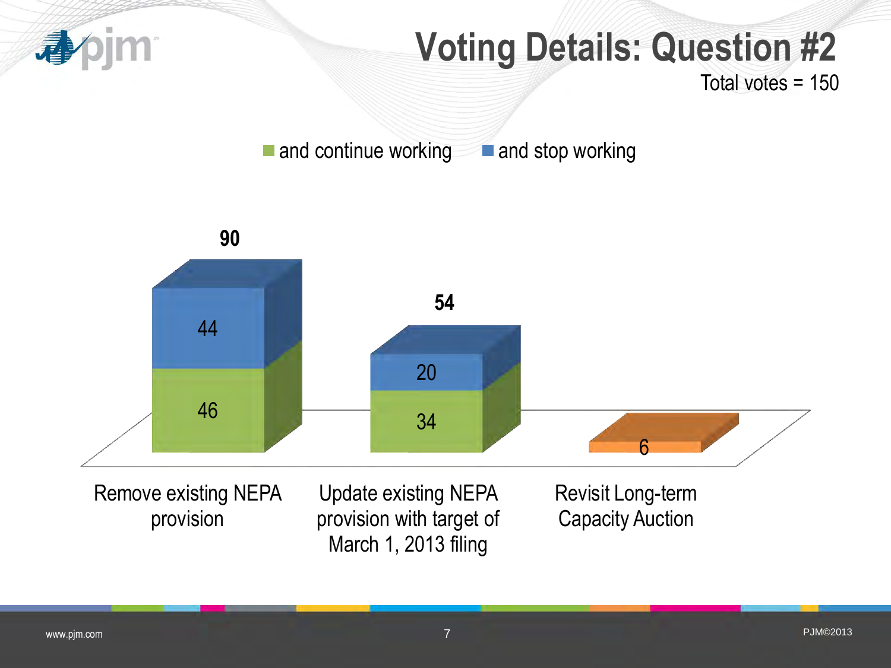# Voting Details: Question #2

Total votes = 150

| | and continue working | and stop working | Total |
|---|---|---|---|
| Remove existing NEPA provision | 46 | 44 | 90 |
| Update existing NEPA provision with target of March 1, 2013 filing | 34 | 20 | 54 |
| Revisit Long-term Capacity Auction | | | 6 |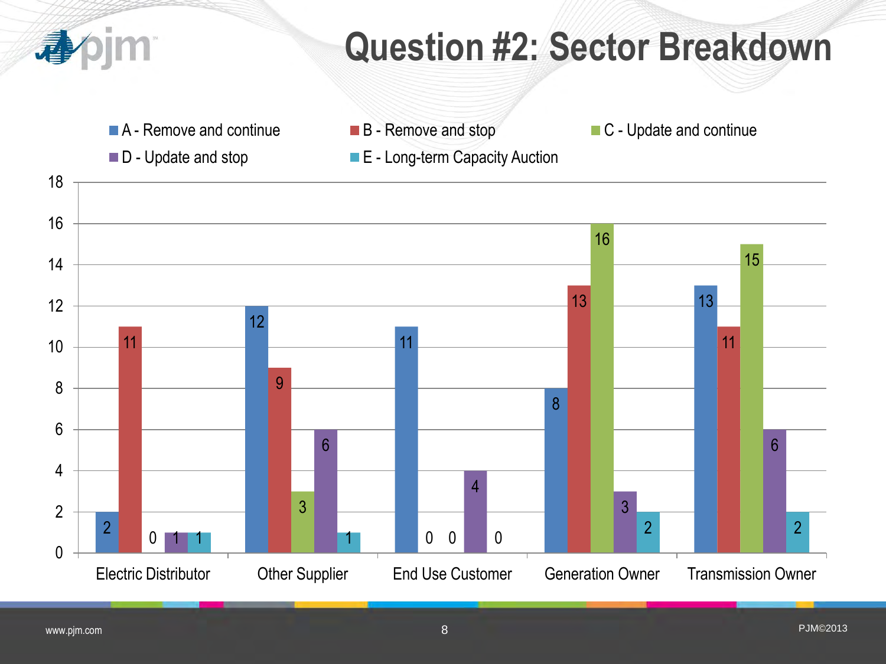# Question #2: Sector Breakdown

| Sector | A - Remove and continue | B - Remove and stop | C - Update and continue | D - Update and stop | E - Long-term Capacity Auction |
|---|---|---|---|---|---|
| Electric Distributor | 2 | 11 | 0 | 1 | 1 |
| Other Supplier | 12 | 9 | 3 | 6 | 1 |
| End Use Customer | 11 | 0 | 0 | 4 | 0 |
| Generation Owner | 8 | 13 | 16 | 3 | 2 |
| Transmission Owner | 13 | 11 | 15 | 6 | 2 |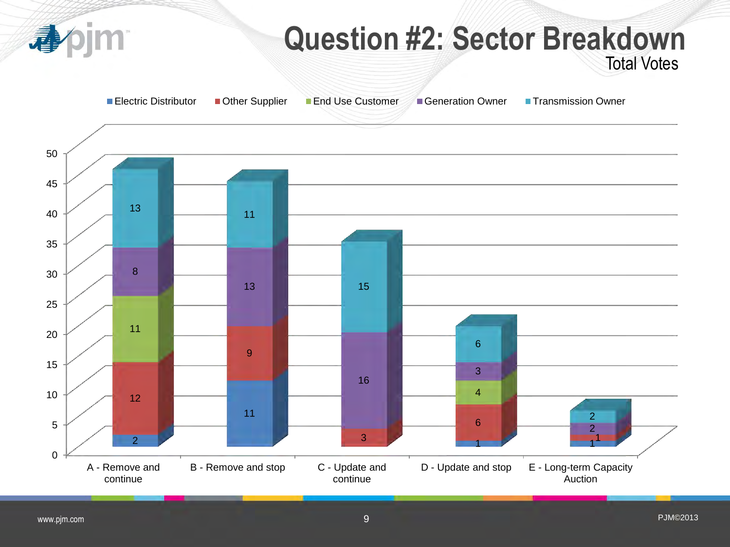# Question #2: Sector Breakdown

Total Votes

| | Electric Distributor | Other Supplier | End Use Customer | Generation Owner | Transmission Owner |
|---|---|---|---|---|---|
| A - Remove and continue | 2 | 12 | 11 | 8 | 13 |
| B - Remove and stop | 11 | 9 | | 13 | 11 |
| C - Update and continue | | 3 | | 16 | 15 |
| D - Update and stop | 1 | 6 | 4 | 3 | 6 |
| E - Long-term Capacity Auction | 1 | 1 | | 2 | 2 |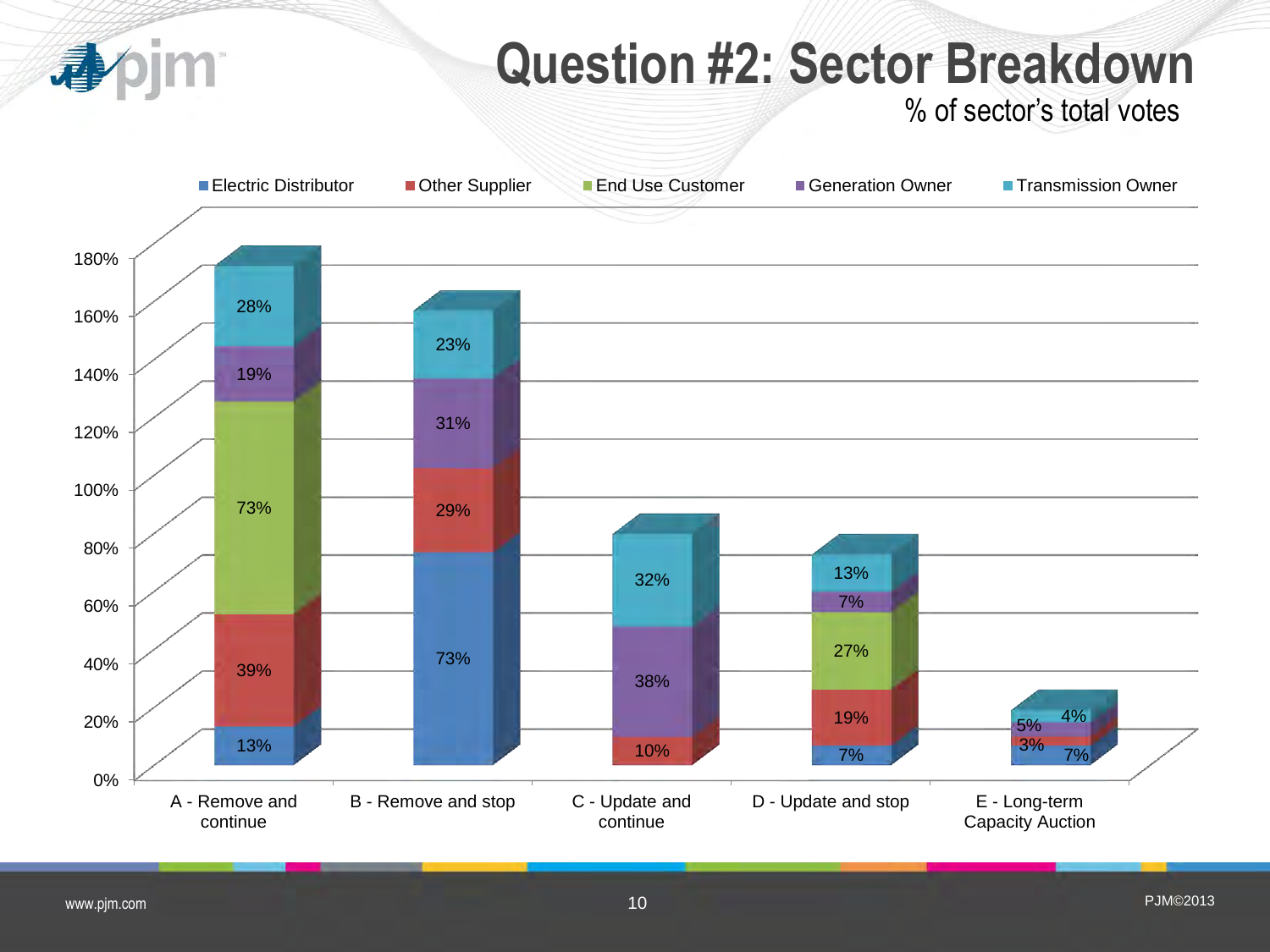# Question #2: Sector Breakdown

% of sector's total votes

Electric Distributor
Other Supplier
End Use Customer
Generation Owner
Transmission Owner

180%
160%
140%
120%
100%
80%
60%
40%
20%
0%

A - Remove and continue
13%
39%
73%
19%
28%

B - Remove and stop
73%
29%
31%
23%

C - Update and continue
10%
38%
32%

D - Update and stop
7%
19%
27%
7%
13%

E - Long-term Capacity Auction
7%
3%
5%
4%